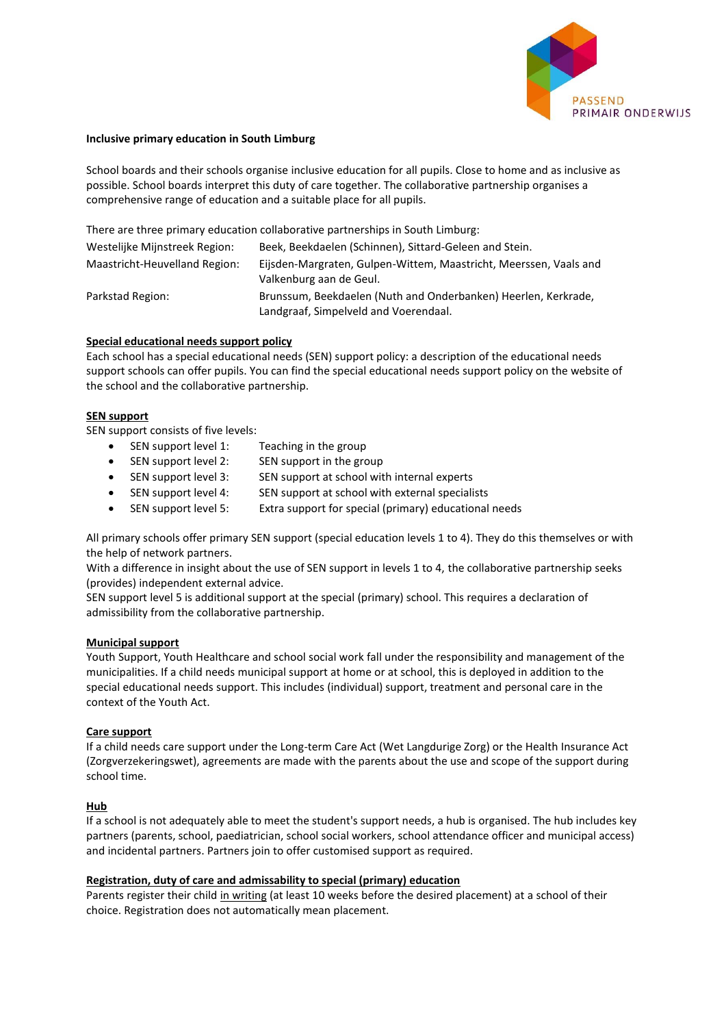**Inclusive primary education in South Limburg**

School boards and their schools organise inclusive education for all pupils. Close to home and as inclusive as possible. School boards interpret this duty of care together. The collaborative partnership organises a comprehensive range of education and a suitable place for all pupils.

There are three primary education collaborative partnerships in South Limburg:

| | |
|---|---|
| Westelijke Mijnstreek Region: | Beek, Beekdaelen (Schinnen), Sittard-Geleen and Stein. |
| Maastricht-Heuvelland Region: | Eijsden-Margraten, Gulpen-Wittem, Maastricht, Meerssen, Vaals and Valkenburg aan de Geul. |
| Parkstad Region: | Brunssum, Beekdaelen (Nuth and Onderbanken) Heerlen, Kerkrade, Landgraaf, Simpelveld and Voerendaal. |

**Special educational needs support policy**

Each school has a special educational needs (SEN) support policy: a description of the educational needs support schools can offer pupils. You can find the special educational needs support policy on the website of the school and the collaborative partnership.

**SEN support**

SEN support consists of five levels:

- SEN support level 1: Teaching in the group
- SEN support level 2: SEN support in the group
- SEN support level 3: SEN support at school with internal experts
- SEN support level 4: SEN support at school with external specialists
- SEN support level 5: Extra support for special (primary) educational needs

All primary schools offer primary SEN support (special education levels 1 to 4). They do this themselves or with the help of network partners.
With a difference in insight about the use of SEN support in levels 1 to 4, the collaborative partnership seeks (provides) independent external advice.
SEN support level 5 is additional support at the special (primary) school. This requires a declaration of admissibility from the collaborative partnership.

**Municipal support**

Youth Support, Youth Healthcare and school social work fall under the responsibility and management of the municipalities. If a child needs municipal support at home or at school, this is deployed in addition to the special educational needs support. This includes (individual) support, treatment and personal care in the context of the Youth Act.

**Care support**

If a child needs care support under the Long-term Care Act (Wet Langdurige Zorg) or the Health Insurance Act (Zorgverzekeringswet), agreements are made with the parents about the use and scope of the support during school time.

**Hub**

If a school is not adequately able to meet the student's support needs, a hub is organised. The hub includes key partners (parents, school, paediatrician, school social workers, school attendance officer and municipal access) and incidental partners. Partners join to offer customised support as required.

**Registration, duty of care and admissability to special (primary) education**

Parents register their child in writing (at least 10 weeks before the desired placement) at a school of their choice. Registration does not automatically mean placement.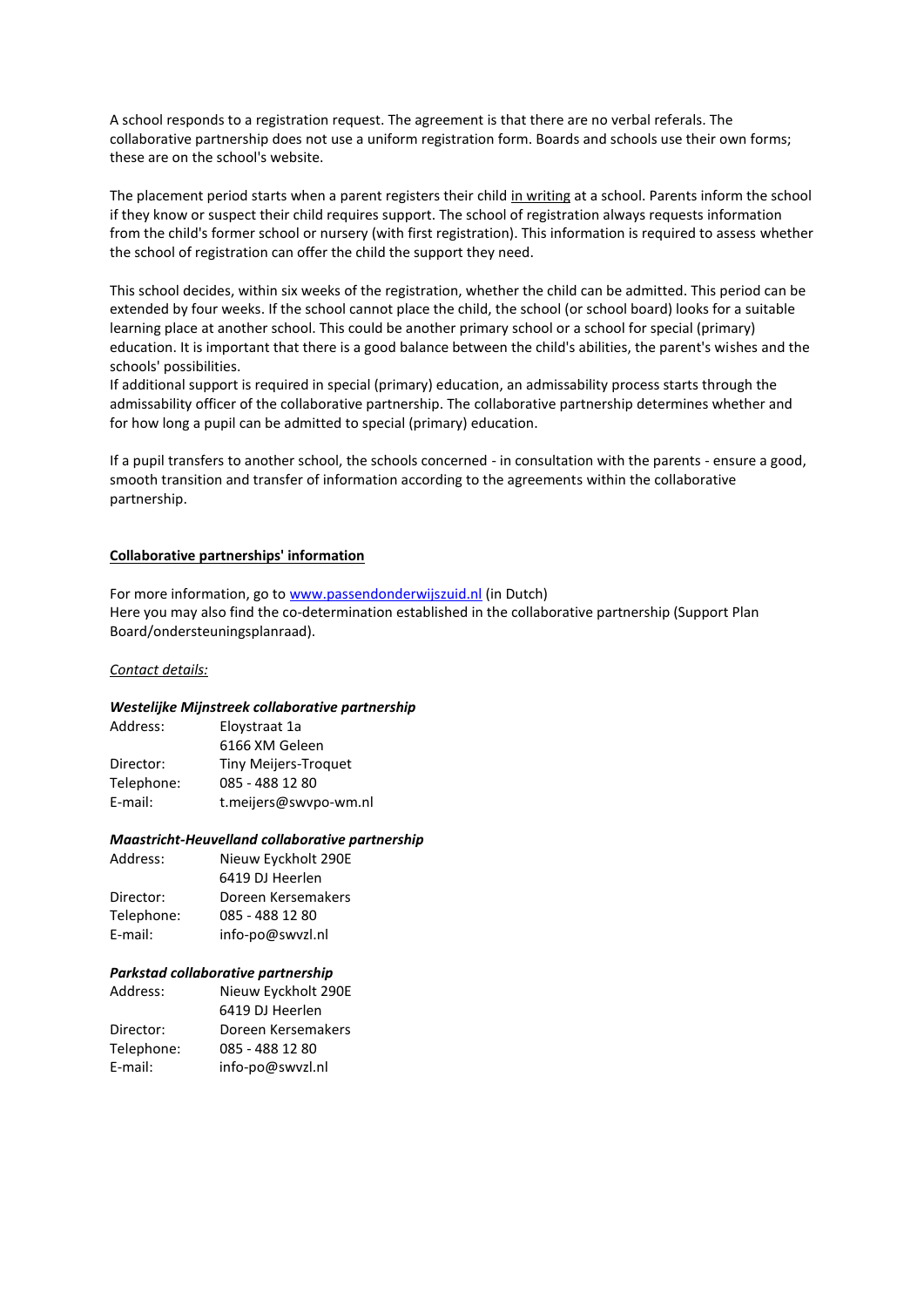A school responds to a registration request. The agreement is that there are no verbal referals. The collaborative partnership does not use a uniform registration form. Boards and schools use their own forms; these are on the school's website.

The placement period starts when a parent registers their child in writing at a school. Parents inform the school if they know or suspect their child requires support. The school of registration always requests information from the child's former school or nursery (with first registration). This information is required to assess whether the school of registration can offer the child the support they need.

This school decides, within six weeks of the registration, whether the child can be admitted. This period can be extended by four weeks. If the school cannot place the child, the school (or school board) looks for a suitable learning place at another school. This could be another primary school or a school for special (primary) education. It is important that there is a good balance between the child's abilities, the parent's wishes and the schools' possibilities.
If additional support is required in special (primary) education, an admissability process starts through the admissability officer of the collaborative partnership. The collaborative partnership determines whether and for how long a pupil can be admitted to special (primary) education.

If a pupil transfers to another school, the schools concerned - in consultation with the parents - ensure a good, smooth transition and transfer of information according to the agreements within the collaborative partnership.

**Collaborative partnerships' information**

For more information, go to www.passendonderwijszuid.nl (in Dutch)
Here you may also find the co-determination established in the collaborative partnership (Support Plan Board/ondersteuningsplanraad).

*Contact details:*

***Westelijke Mijnstreek collaborative partnership***

| | |
|---|---|
| Address: | Eloystraat 1a |
| | 6166 XM Geleen |
| Director: | Tiny Meijers-Troquet |
| Telephone: | 085 - 488 12 80 |
| E-mail: | t.meijers@swvpo-wm.nl |

***Maastricht-Heuvelland collaborative partnership***

| | |
|---|---|
| Address: | Nieuw Eyckholt 290E |
| | 6419 DJ Heerlen |
| Director: | Doreen Kersemakers |
| Telephone: | 085 - 488 12 80 |
| E-mail: | info-po@swvzl.nl |

***Parkstad collaborative partnership***

| | |
|---|---|
| Address: | Nieuw Eyckholt 290E |
| | 6419 DJ Heerlen |
| Director: | Doreen Kersemakers |
| Telephone: | 085 - 488 12 80 |
| E-mail: | info-po@swvzl.nl |